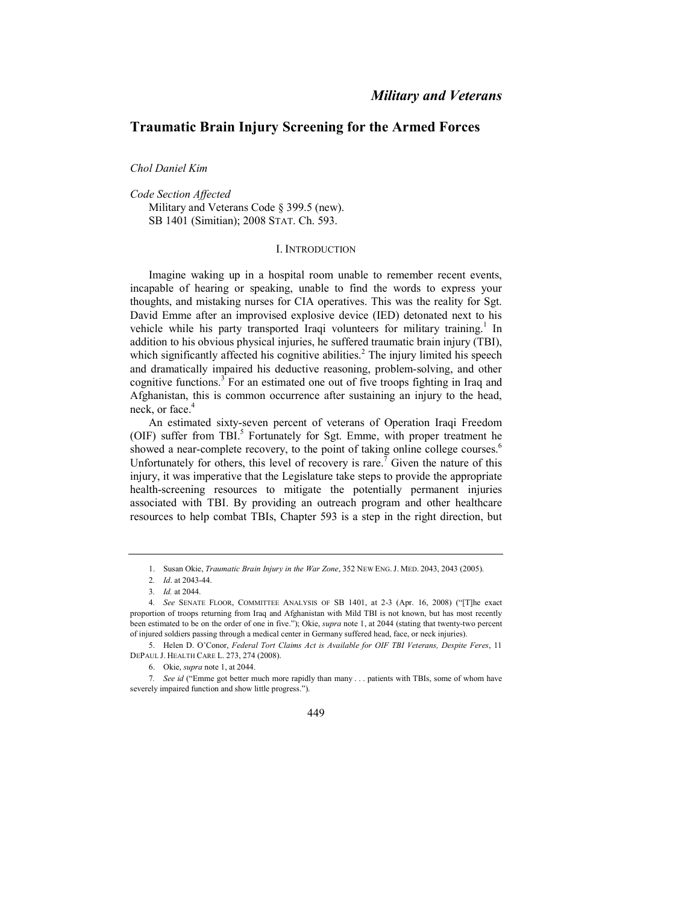# Military and Veterans

## Traumatic Brain Injury Screening for the Armed Forces

*Chol Daniel Kim*

*Code Section Affected*

Military and Veterans Code § 399.5 (new).
SB 1401 (Simitian); 2008 STAT. Ch. 593.

### I. INTRODUCTION

Imagine waking up in a hospital room unable to remember recent events, incapable of hearing or speaking, unable to find the words to express your thoughts, and mistaking nurses for CIA operatives. This was the reality for Sgt. David Emme after an improvised explosive device (IED) detonated next to his vehicle while his party transported Iraqi volunteers for military training.[1] In addition to his obvious physical injuries, he suffered traumatic brain injury (TBI), which significantly affected his cognitive abilities.[2] The injury limited his speech and dramatically impaired his deductive reasoning, problem-solving, and other cognitive functions.[3] For an estimated one out of five troops fighting in Iraq and Afghanistan, this is common occurrence after sustaining an injury to the head, neck, or face.[4]

An estimated sixty-seven percent of veterans of Operation Iraqi Freedom (OIF) suffer from TBI.[5] Fortunately for Sgt. Emme, with proper treatment he showed a near-complete recovery, to the point of taking online college courses.[6] Unfortunately for others, this level of recovery is rare.[7] Given the nature of this injury, it was imperative that the Legislature take steps to provide the appropriate health-screening resources to mitigate the potentially permanent injuries associated with TBI. By providing an outreach program and other healthcare resources to help combat TBIs, Chapter 593 is a step in the right direction, but

---

1. Susan Okie, *Traumatic Brain Injury in the War Zone*, 352 NEW ENG. J. MED. 2043, 2043 (2005).

2. *Id*. at 2043-44.

3. *Id.* at 2044.

4. *See* SENATE FLOOR, COMMITTEE ANALYSIS OF SB 1401, at 2-3 (Apr. 16, 2008) ("[T]he exact proportion of troops returning from Iraq and Afghanistan with Mild TBI is not known, but has most recently been estimated to be on the order of one in five."); Okie, *supra* note 1, at 2044 (stating that twenty-two percent of injured soldiers passing through a medical center in Germany suffered head, face, or neck injuries).

5. Helen D. O'Conor, *Federal Tort Claims Act is Available for OIF TBI Veterans, Despite Feres*, 11 DEPAUL J. HEALTH CARE L. 273, 274 (2008).

6. Okie, *supra* note 1, at 2044.

7. *See id* ("Emme got better much more rapidly than many . . . patients with TBIs, some of whom have severely impaired function and show little progress.").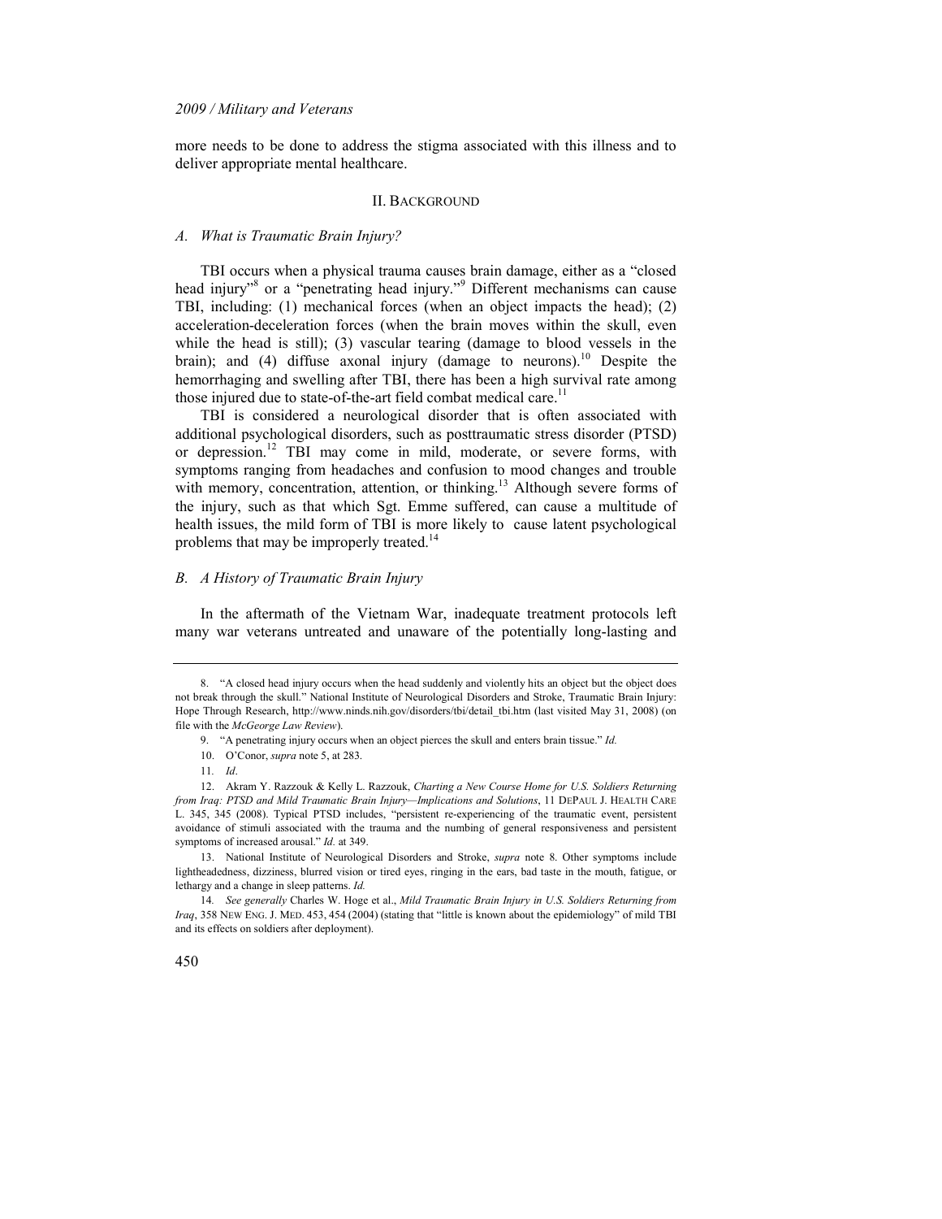more needs to be done to address the stigma associated with this illness and to deliver appropriate mental healthcare.

## II. BACKGROUND

### *A. What is Traumatic Brain Injury?*

TBI occurs when a physical trauma causes brain damage, either as a "closed head injury"[8] or a "penetrating head injury."[9] Different mechanisms can cause TBI, including: (1) mechanical forces (when an object impacts the head); (2) acceleration-deceleration forces (when the brain moves within the skull, even while the head is still); (3) vascular tearing (damage to blood vessels in the brain); and (4) diffuse axonal injury (damage to neurons).[10] Despite the hemorrhaging and swelling after TBI, there has been a high survival rate among those injured due to state-of-the-art field combat medical care.[11]

TBI is considered a neurological disorder that is often associated with additional psychological disorders, such as posttraumatic stress disorder (PTSD) or depression.[12] TBI may come in mild, moderate, or severe forms, with symptoms ranging from headaches and confusion to mood changes and trouble with memory, concentration, attention, or thinking.[13] Although severe forms of the injury, such as that which Sgt. Emme suffered, can cause a multitude of health issues, the mild form of TBI is more likely to cause latent psychological problems that may be improperly treated.[14]

### *B. A History of Traumatic Brain Injury*

In the aftermath of the Vietnam War, inadequate treatment protocols left many war veterans untreated and unaware of the potentially long-lasting and

---

8. "A closed head injury occurs when the head suddenly and violently hits an object but the object does not break through the skull." National Institute of Neurological Disorders and Stroke, Traumatic Brain Injury: Hope Through Research, http://www.ninds.nih.gov/disorders/tbi/detail_tbi.htm (last visited May 31, 2008) (on file with the *McGeorge Law Review*).

9. "A penetrating injury occurs when an object pierces the skull and enters brain tissue." *Id.*

10. O'Conor, *supra* note 5, at 283.

11. *Id*.

12. Akram Y. Razzouk & Kelly L. Razzouk, *Charting a New Course Home for U.S. Soldiers Returning from Iraq: PTSD and Mild Traumatic Brain Injury—Implications and Solutions*, 11 DEPAUL J. HEALTH CARE L. 345, 345 (2008). Typical PTSD includes, "persistent re-experiencing of the traumatic event, persistent avoidance of stimuli associated with the trauma and the numbing of general responsiveness and persistent symptoms of increased arousal." *Id.* at 349.

13. National Institute of Neurological Disorders and Stroke, *supra* note 8. Other symptoms include lightheadedness, dizziness, blurred vision or tired eyes, ringing in the ears, bad taste in the mouth, fatigue, or lethargy and a change in sleep patterns. *Id.*

14. *See generally* Charles W. Hoge et al., *Mild Traumatic Brain Injury in U.S. Soldiers Returning from Iraq*, 358 NEW ENG. J. MED. 453, 454 (2004) (stating that "little is known about the epidemiology" of mild TBI and its effects on soldiers after deployment).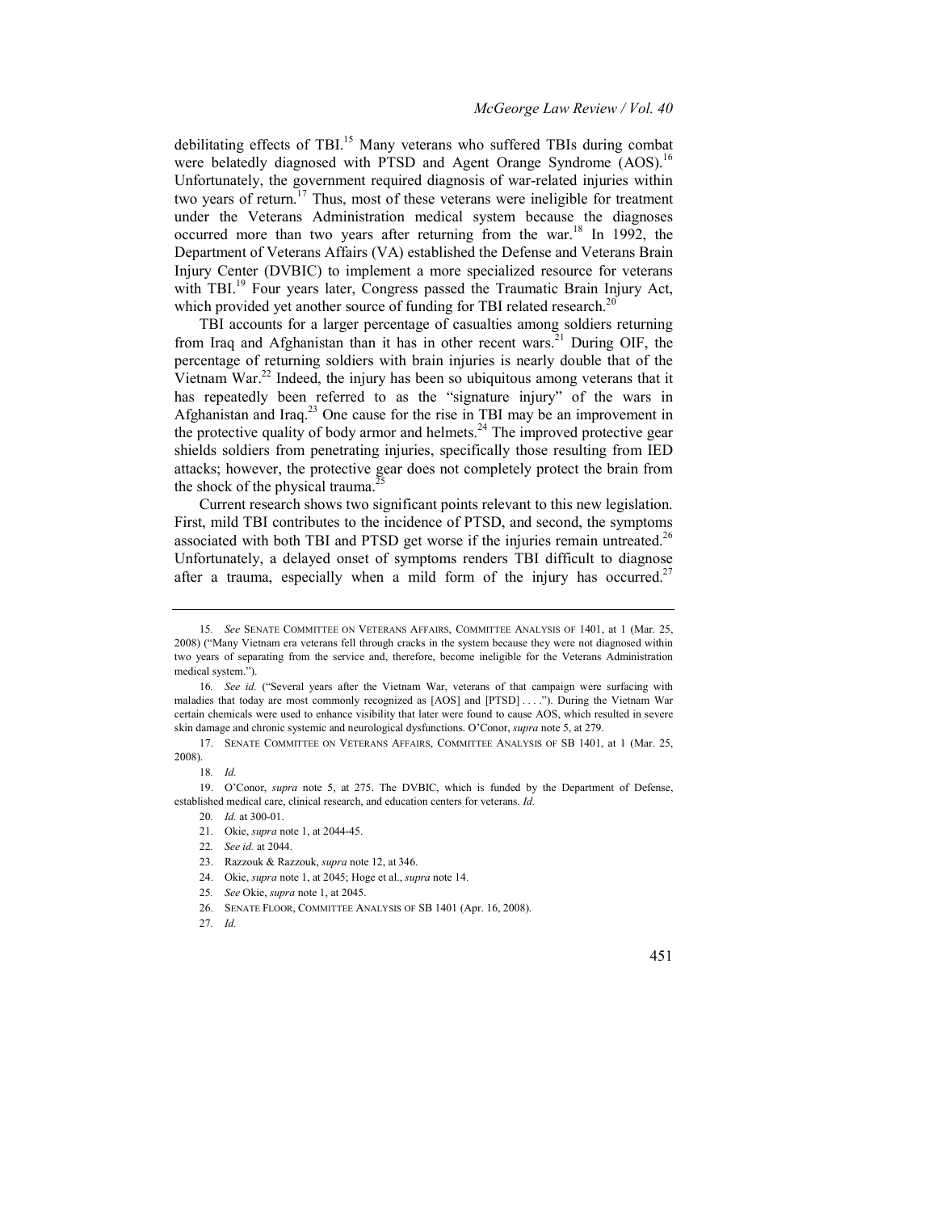debilitating effects of TBI.[15] Many veterans who suffered TBIs during combat were belatedly diagnosed with PTSD and Agent Orange Syndrome (AOS).[16] Unfortunately, the government required diagnosis of war-related injuries within two years of return.[17] Thus, most of these veterans were ineligible for treatment under the Veterans Administration medical system because the diagnoses occurred more than two years after returning from the war.[18] In 1992, the Department of Veterans Affairs (VA) established the Defense and Veterans Brain Injury Center (DVBIC) to implement a more specialized resource for veterans with TBI.[19] Four years later, Congress passed the Traumatic Brain Injury Act, which provided yet another source of funding for TBI related research.[20]

TBI accounts for a larger percentage of casualties among soldiers returning from Iraq and Afghanistan than it has in other recent wars.[21] During OIF, the percentage of returning soldiers with brain injuries is nearly double that of the Vietnam War.[22] Indeed, the injury has been so ubiquitous among veterans that it has repeatedly been referred to as the "signature injury" of the wars in Afghanistan and Iraq.[23] One cause for the rise in TBI may be an improvement in the protective quality of body armor and helmets.[24] The improved protective gear shields soldiers from penetrating injuries, specifically those resulting from IED attacks; however, the protective gear does not completely protect the brain from the shock of the physical trauma.[25]

Current research shows two significant points relevant to this new legislation. First, mild TBI contributes to the incidence of PTSD, and second, the symptoms associated with both TBI and PTSD get worse if the injuries remain untreated.[26] Unfortunately, a delayed onset of symptoms renders TBI difficult to diagnose after a trauma, especially when a mild form of the injury has occurred.[27]

---

15. *See* SENATE COMMITTEE ON VETERANS AFFAIRS, COMMITTEE ANALYSIS OF 1401, at 1 (Mar. 25, 2008) ("Many Vietnam era veterans fell through cracks in the system because they were not diagnosed within two years of separating from the service and, therefore, become ineligible for the Veterans Administration medical system.").

16. *See id.* ("Several years after the Vietnam War, veterans of that campaign were surfacing with maladies that today are most commonly recognized as [AOS] and [PTSD] . . . ."). During the Vietnam War certain chemicals were used to enhance visibility that later were found to cause AOS, which resulted in severe skin damage and chronic systemic and neurological dysfunctions. O'Conor, *supra* note 5, at 279.

17. SENATE COMMITTEE ON VETERANS AFFAIRS, COMMITTEE ANALYSIS OF SB 1401, at 1 (Mar. 25, 2008).

18. *Id.*

19. O'Conor, *supra* note 5, at 275. The DVBIC, which is funded by the Department of Defense, established medical care, clinical research, and education centers for veterans. *Id.*

20. *Id.* at 300-01.

21. Okie, *supra* note 1, at 2044-45.

22. *See id.* at 2044.

23. Razzouk & Razzouk, *supra* note 12, at 346.

24. Okie, *supra* note 1, at 2045; Hoge et al., *supra* note 14.

25. *See* Okie, *supra* note 1, at 2045.

26. SENATE FLOOR, COMMITTEE ANALYSIS OF SB 1401 (Apr. 16, 2008).

27. *Id.*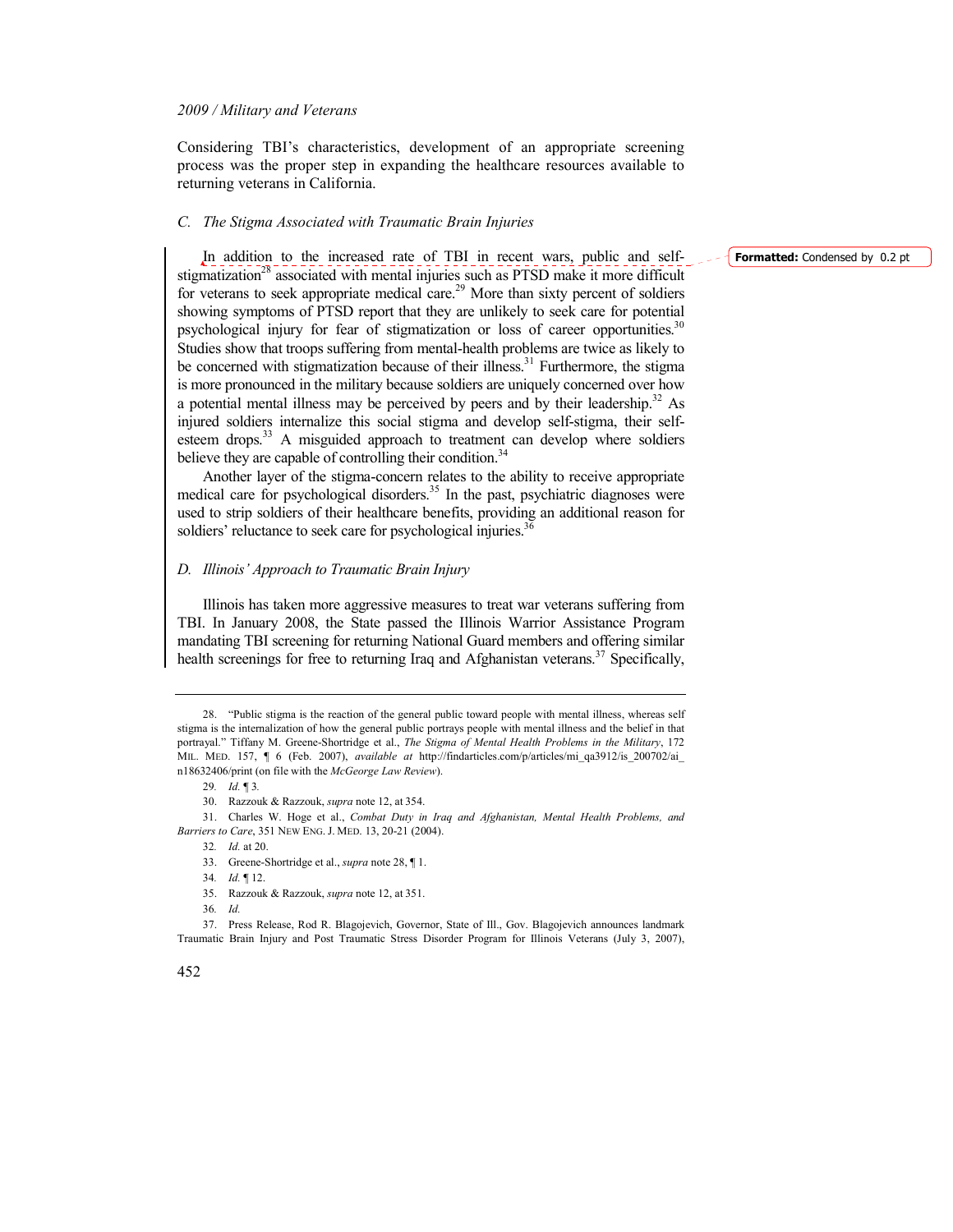Considering TBI's characteristics, development of an appropriate screening process was the proper step in expanding the healthcare resources available to returning veterans in California.

### *C. The Stigma Associated with Traumatic Brain Injuries*

In addition to the increased rate of TBI in recent wars, public and self-stigmatization[28] associated with mental injuries such as PTSD make it more difficult for veterans to seek appropriate medical care.[29] More than sixty percent of soldiers showing symptoms of PTSD report that they are unlikely to seek care for potential psychological injury for fear of stigmatization or loss of career opportunities.[30] Studies show that troops suffering from mental-health problems are twice as likely to be concerned with stigmatization because of their illness.[31] Furthermore, the stigma is more pronounced in the military because soldiers are uniquely concerned over how a potential mental illness may be perceived by peers and by their leadership.[32] As injured soldiers internalize this social stigma and develop self-stigma, their self-esteem drops.[33] A misguided approach to treatment can develop where soldiers believe they are capable of controlling their condition.[34]

Another layer of the stigma-concern relates to the ability to receive appropriate medical care for psychological disorders.[35] In the past, psychiatric diagnoses were used to strip soldiers of their healthcare benefits, providing an additional reason for soldiers' reluctance to seek care for psychological injuries.[36]

### *D. Illinois' Approach to Traumatic Brain Injury*

Illinois has taken more aggressive measures to treat war veterans suffering from TBI. In January 2008, the State passed the Illinois Warrior Assistance Program mandating TBI screening for returning National Guard members and offering similar health screenings for free to returning Iraq and Afghanistan veterans.[37] Specifically,

---

28. "Public stigma is the reaction of the general public toward people with mental illness, whereas self stigma is the internalization of how the general public portrays people with mental illness and the belief in that portrayal." Tiffany M. Greene-Shortridge et al., *The Stigma of Mental Health Problems in the Military*, 172 MIL. MED. 157, ¶ 6 (Feb. 2007), *available at* http://findarticles.com/p/articles/mi_qa3912/is_200702/ai_n18632406/print (on file with the *McGeorge Law Review*).

29. *Id.* ¶ 3.

30. Razzouk & Razzouk, *supra* note 12, at 354.

31. Charles W. Hoge et al., *Combat Duty in Iraq and Afghanistan, Mental Health Problems, and Barriers to Care*, 351 NEW ENG. J. MED. 13, 20-21 (2004).

32. *Id.* at 20.

33. Greene-Shortridge et al., *supra* note 28, ¶ 1.

34. *Id.* ¶ 12.

35. Razzouk & Razzouk, *supra* note 12, at 351.

36. *Id.*

37. Press Release, Rod R. Blagojevich, Governor, State of Ill., Gov. Blagojevich announces landmark Traumatic Brain Injury and Post Traumatic Stress Disorder Program for Illinois Veterans (July 3, 2007),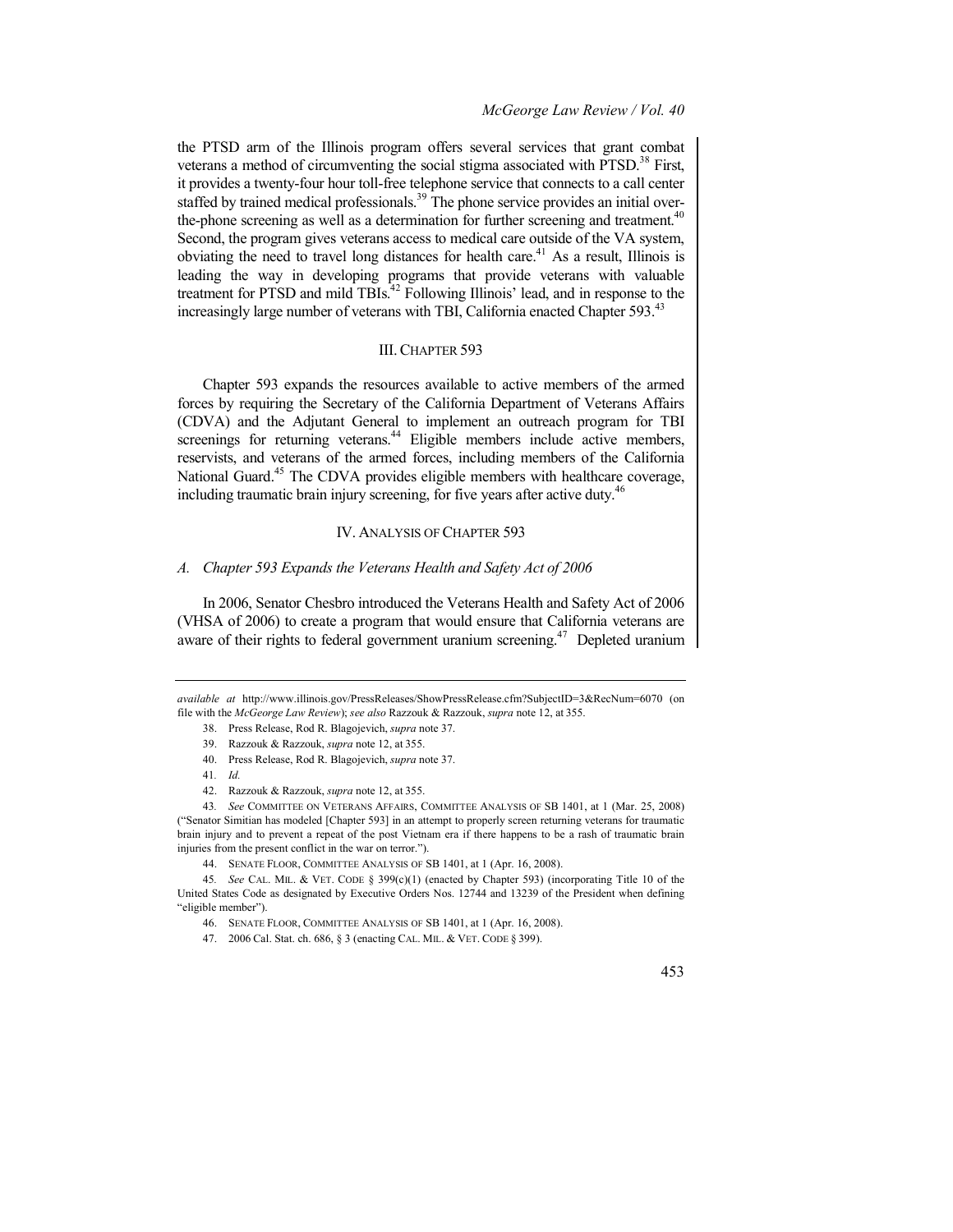the PTSD arm of the Illinois program offers several services that grant combat veterans a method of circumventing the social stigma associated with PTSD.[38] First, it provides a twenty-four hour toll-free telephone service that connects to a call center staffed by trained medical professionals.[39] The phone service provides an initial over-the-phone screening as well as a determination for further screening and treatment.[40] Second, the program gives veterans access to medical care outside of the VA system, obviating the need to travel long distances for health care.[41] As a result, Illinois is leading the way in developing programs that provide veterans with valuable treatment for PTSD and mild TBIs.[42] Following Illinois' lead, and in response to the increasingly large number of veterans with TBI, California enacted Chapter 593.[43]

## III. CHAPTER 593

Chapter 593 expands the resources available to active members of the armed forces by requiring the Secretary of the California Department of Veterans Affairs (CDVA) and the Adjutant General to implement an outreach program for TBI screenings for returning veterans.[44] Eligible members include active members, reservists, and veterans of the armed forces, including members of the California National Guard.[45] The CDVA provides eligible members with healthcare coverage, including traumatic brain injury screening, for five years after active duty.[46]

## IV. ANALYSIS OF CHAPTER 593

### *A. Chapter 593 Expands the Veterans Health and Safety Act of 2006*

In 2006, Senator Chesbro introduced the Veterans Health and Safety Act of 2006 (VHSA of 2006) to create a program that would ensure that California veterans are aware of their rights to federal government uranium screening.[47] Depleted uranium

---

*available at* http://www.illinois.gov/PressReleases/ShowPressRelease.cfm?SubjectID=3&RecNum=6070 (on file with the *McGeorge Law Review*); *see also* Razzouk & Razzouk, *supra* note 12, at 355.

38. Press Release, Rod R. Blagojevich, *supra* note 37.

39. Razzouk & Razzouk, *supra* note 12, at 355.

40. Press Release, Rod R. Blagojevich, *supra* note 37.

41. *Id.*

42. Razzouk & Razzouk, *supra* note 12, at 355.

43. *See* COMMITTEE ON VETERANS AFFAIRS, COMMITTEE ANALYSIS OF SB 1401, at 1 (Mar. 25, 2008) ("Senator Simitian has modeled [Chapter 593] in an attempt to properly screen returning veterans for traumatic brain injury and to prevent a repeat of the post Vietnam era if there happens to be a rash of traumatic brain injuries from the present conflict in the war on terror.").

44. SENATE FLOOR, COMMITTEE ANALYSIS OF SB 1401, at 1 (Apr. 16, 2008).

45. *See* CAL. MIL. & VET. CODE § 399(c)(1) (enacted by Chapter 593) (incorporating Title 10 of the United States Code as designated by Executive Orders Nos. 12744 and 13239 of the President when defining "eligible member").

46. SENATE FLOOR, COMMITTEE ANALYSIS OF SB 1401, at 1 (Apr. 16, 2008).

47. 2006 Cal. Stat. ch. 686, § 3 (enacting CAL. MIL. & VET. CODE § 399).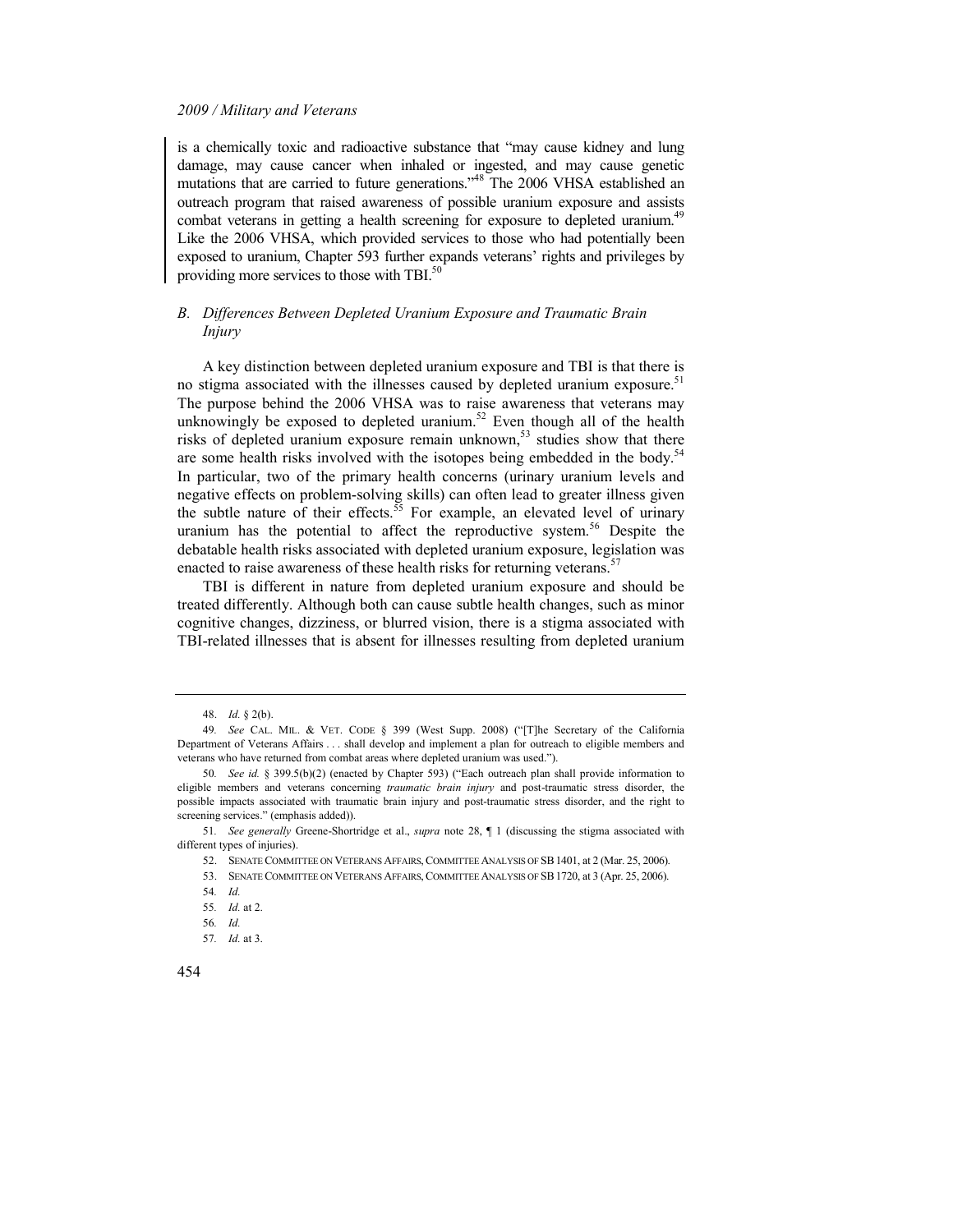is a chemically toxic and radioactive substance that "may cause kidney and lung damage, may cause cancer when inhaled or ingested, and may cause genetic mutations that are carried to future generations."[48] The 2006 VHSA established an outreach program that raised awareness of possible uranium exposure and assists combat veterans in getting a health screening for exposure to depleted uranium.[49] Like the 2006 VHSA, which provided services to those who had potentially been exposed to uranium, Chapter 593 further expands veterans' rights and privileges by providing more services to those with TBI.[50]

### *B. Differences Between Depleted Uranium Exposure and Traumatic Brain Injury*

A key distinction between depleted uranium exposure and TBI is that there is no stigma associated with the illnesses caused by depleted uranium exposure.[51] The purpose behind the 2006 VHSA was to raise awareness that veterans may unknowingly be exposed to depleted uranium.[52] Even though all of the health risks of depleted uranium exposure remain unknown,[53] studies show that there are some health risks involved with the isotopes being embedded in the body.[54] In particular, two of the primary health concerns (urinary uranium levels and negative effects on problem-solving skills) can often lead to greater illness given the subtle nature of their effects.[55] For example, an elevated level of urinary uranium has the potential to affect the reproductive system.[56] Despite the debatable health risks associated with depleted uranium exposure, legislation was enacted to raise awareness of these health risks for returning veterans.[57]

TBI is different in nature from depleted uranium exposure and should be treated differently. Although both can cause subtle health changes, such as minor cognitive changes, dizziness, or blurred vision, there is a stigma associated with TBI-related illnesses that is absent for illnesses resulting from depleted uranium

---

48. *Id.* § 2(b).

49. *See* CAL. MIL. & VET. CODE § 399 (West Supp. 2008) ("[T]he Secretary of the California Department of Veterans Affairs . . . shall develop and implement a plan for outreach to eligible members and veterans who have returned from combat areas where depleted uranium was used.").

50. *See id.* § 399.5(b)(2) (enacted by Chapter 593) ("Each outreach plan shall provide information to eligible members and veterans concerning *traumatic brain injury* and post-traumatic stress disorder, the possible impacts associated with traumatic brain injury and post-traumatic stress disorder, and the right to screening services." (emphasis added)).

51. *See generally* Greene-Shortridge et al., *supra* note 28, ¶ 1 (discussing the stigma associated with different types of injuries).

52. SENATE COMMITTEE ON VETERANS AFFAIRS, COMMITTEE ANALYSIS OF SB 1401, at 2 (Mar. 25, 2006).

53. SENATE COMMITTEE ON VETERANS AFFAIRS, COMMITTEE ANALYSIS OF SB 1720, at 3 (Apr. 25, 2006).

54. *Id.*

55. *Id.* at 2.

56. *Id.*

57. *Id.* at 3.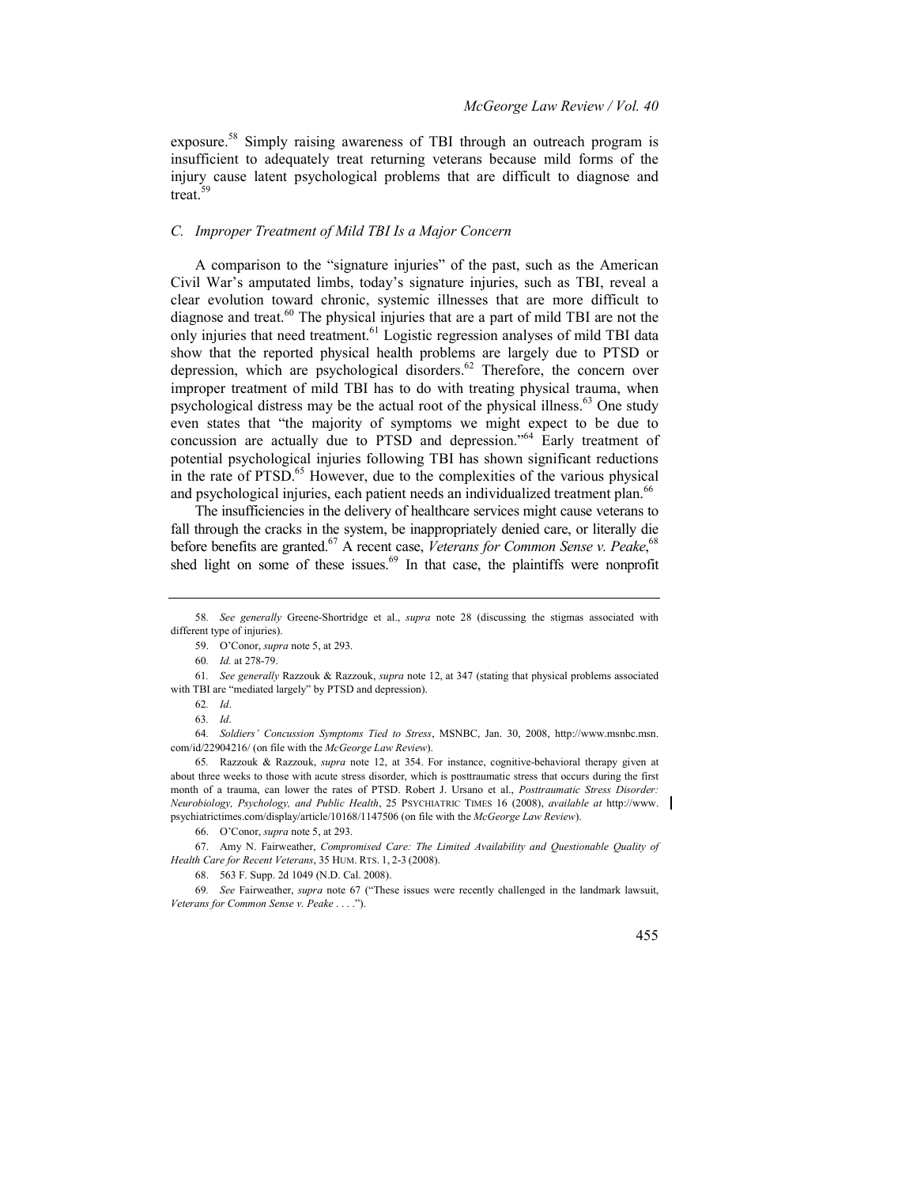exposure.[58] Simply raising awareness of TBI through an outreach program is insufficient to adequately treat returning veterans because mild forms of the injury cause latent psychological problems that are difficult to diagnose and treat.[59]

### *C. Improper Treatment of Mild TBI Is a Major Concern*

A comparison to the "signature injuries" of the past, such as the American Civil War's amputated limbs, today's signature injuries, such as TBI, reveal a clear evolution toward chronic, systemic illnesses that are more difficult to diagnose and treat.[60] The physical injuries that are a part of mild TBI are not the only injuries that need treatment.[61] Logistic regression analyses of mild TBI data show that the reported physical health problems are largely due to PTSD or depression, which are psychological disorders.[62] Therefore, the concern over improper treatment of mild TBI has to do with treating physical trauma, when psychological distress may be the actual root of the physical illness.[63] One study even states that "the majority of symptoms we might expect to be due to concussion are actually due to PTSD and depression."[64] Early treatment of potential psychological injuries following TBI has shown significant reductions in the rate of PTSD.[65] However, due to the complexities of the various physical and psychological injuries, each patient needs an individualized treatment plan.[66]

The insufficiencies in the delivery of healthcare services might cause veterans to fall through the cracks in the system, be inappropriately denied care, or literally die before benefits are granted.[67] A recent case, *Veterans for Common Sense v. Peake*,[68] shed light on some of these issues.[69] In that case, the plaintiffs were nonprofit

---

58. *See generally* Greene-Shortridge et al., *supra* note 28 (discussing the stigmas associated with different type of injuries).

59. O'Conor, *supra* note 5, at 293.

60. *Id.* at 278-79.

61. *See generally* Razzouk & Razzouk, *supra* note 12, at 347 (stating that physical problems associated with TBI are "mediated largely" by PTSD and depression).

62. *Id*.

63. *Id*.

64. *Soldiers' Concussion Symptoms Tied to Stress*, MSNBC, Jan. 30, 2008, http://www.msnbc.msn.com/id/22904216/ (on file with the *McGeorge Law Review*).

65. Razzouk & Razzouk, *supra* note 12, at 354. For instance, cognitive-behavioral therapy given at about three weeks to those with acute stress disorder, which is posttraumatic stress that occurs during the first month of a trauma, can lower the rates of PTSD. Robert J. Ursano et al., *Posttraumatic Stress Disorder: Neurobiology, Psychology, and Public Health*, 25 PSYCHIATRIC TIMES 16 (2008), *available at* http://www.psychiatrictimes.com/display/article/10168/1147506 (on file with the *McGeorge Law Review*).

66. O'Conor, *supra* note 5, at 293.

67. Amy N. Fairweather, *Compromised Care: The Limited Availability and Questionable Quality of Health Care for Recent Veterans*, 35 HUM. RTS. 1, 2-3 (2008).

68. 563 F. Supp. 2d 1049 (N.D. Cal. 2008).

69. *See* Fairweather, *supra* note 67 ("These issues were recently challenged in the landmark lawsuit, *Veterans for Common Sense v. Peake* . . . .").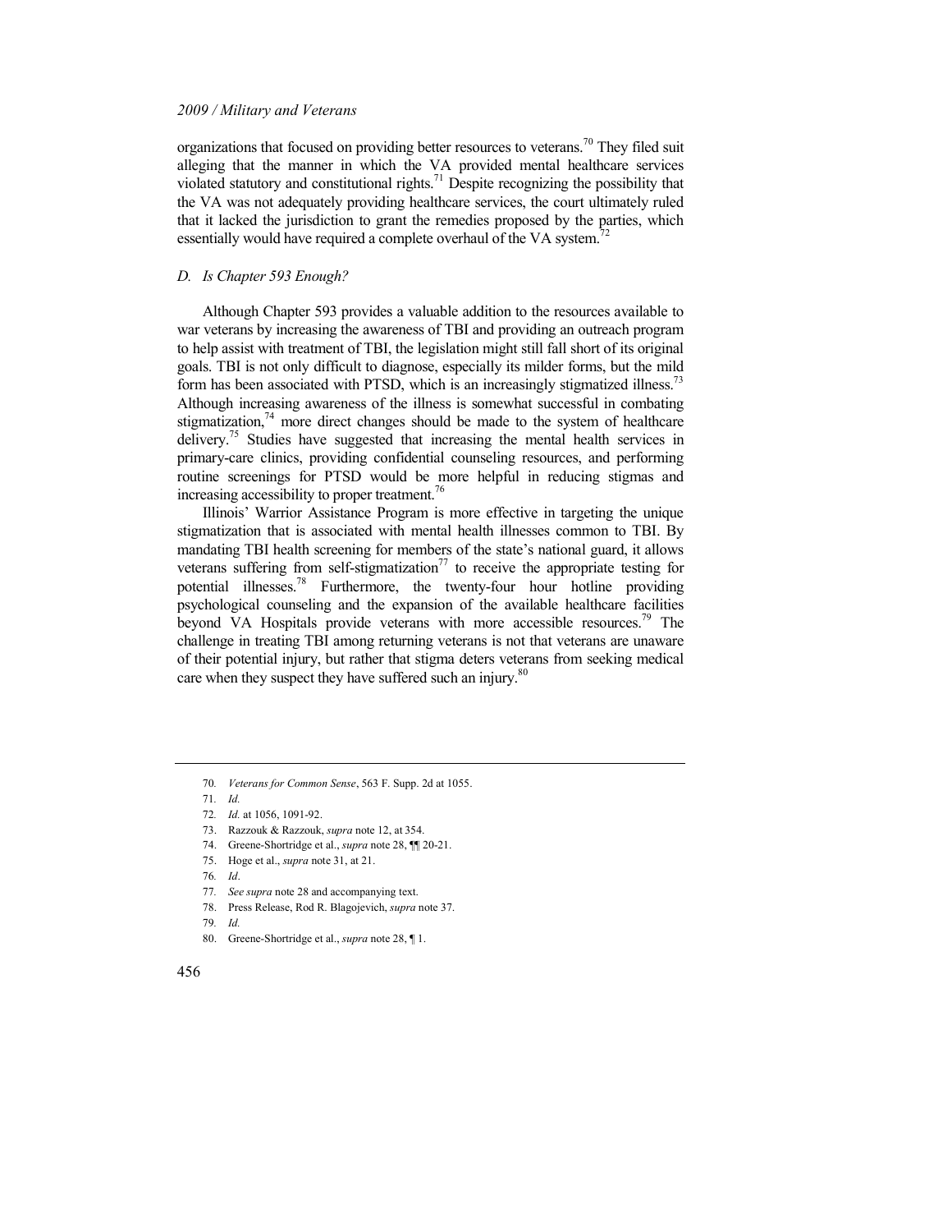organizations that focused on providing better resources to veterans.[70] They filed suit alleging that the manner in which the VA provided mental healthcare services violated statutory and constitutional rights.[71] Despite recognizing the possibility that the VA was not adequately providing healthcare services, the court ultimately ruled that it lacked the jurisdiction to grant the remedies proposed by the parties, which essentially would have required a complete overhaul of the VA system.[72]

### *D. Is Chapter 593 Enough?*

Although Chapter 593 provides a valuable addition to the resources available to war veterans by increasing the awareness of TBI and providing an outreach program to help assist with treatment of TBI, the legislation might still fall short of its original goals. TBI is not only difficult to diagnose, especially its milder forms, but the mild form has been associated with PTSD, which is an increasingly stigmatized illness.[73] Although increasing awareness of the illness is somewhat successful in combating stigmatization,[74] more direct changes should be made to the system of healthcare delivery.[75] Studies have suggested that increasing the mental health services in primary-care clinics, providing confidential counseling resources, and performing routine screenings for PTSD would be more helpful in reducing stigmas and increasing accessibility to proper treatment.[76]

Illinois' Warrior Assistance Program is more effective in targeting the unique stigmatization that is associated with mental health illnesses common to TBI. By mandating TBI health screening for members of the state's national guard, it allows veterans suffering from self-stigmatization[77] to receive the appropriate testing for potential illnesses.[78] Furthermore, the twenty-four hour hotline providing psychological counseling and the expansion of the available healthcare facilities beyond VA Hospitals provide veterans with more accessible resources.[79] The challenge in treating TBI among returning veterans is not that veterans are unaware of their potential injury, but rather that stigma deters veterans from seeking medical care when they suspect they have suffered such an injury.[80]

---

70. *Veterans for Common Sense*, 563 F. Supp. 2d at 1055.
71. *Id.*
72. *Id.* at 1056, 1091-92.
73. Razzouk & Razzouk, *supra* note 12, at 354.
74. Greene-Shortridge et al., *supra* note 28, ¶¶ 20-21.
75. Hoge et al., *supra* note 31, at 21.
76. *Id*.
77. *See supra* note 28 and accompanying text.
78. Press Release, Rod R. Blagojevich, *supra* note 37.
79. *Id.*
80. Greene-Shortridge et al., *supra* note 28, ¶ 1.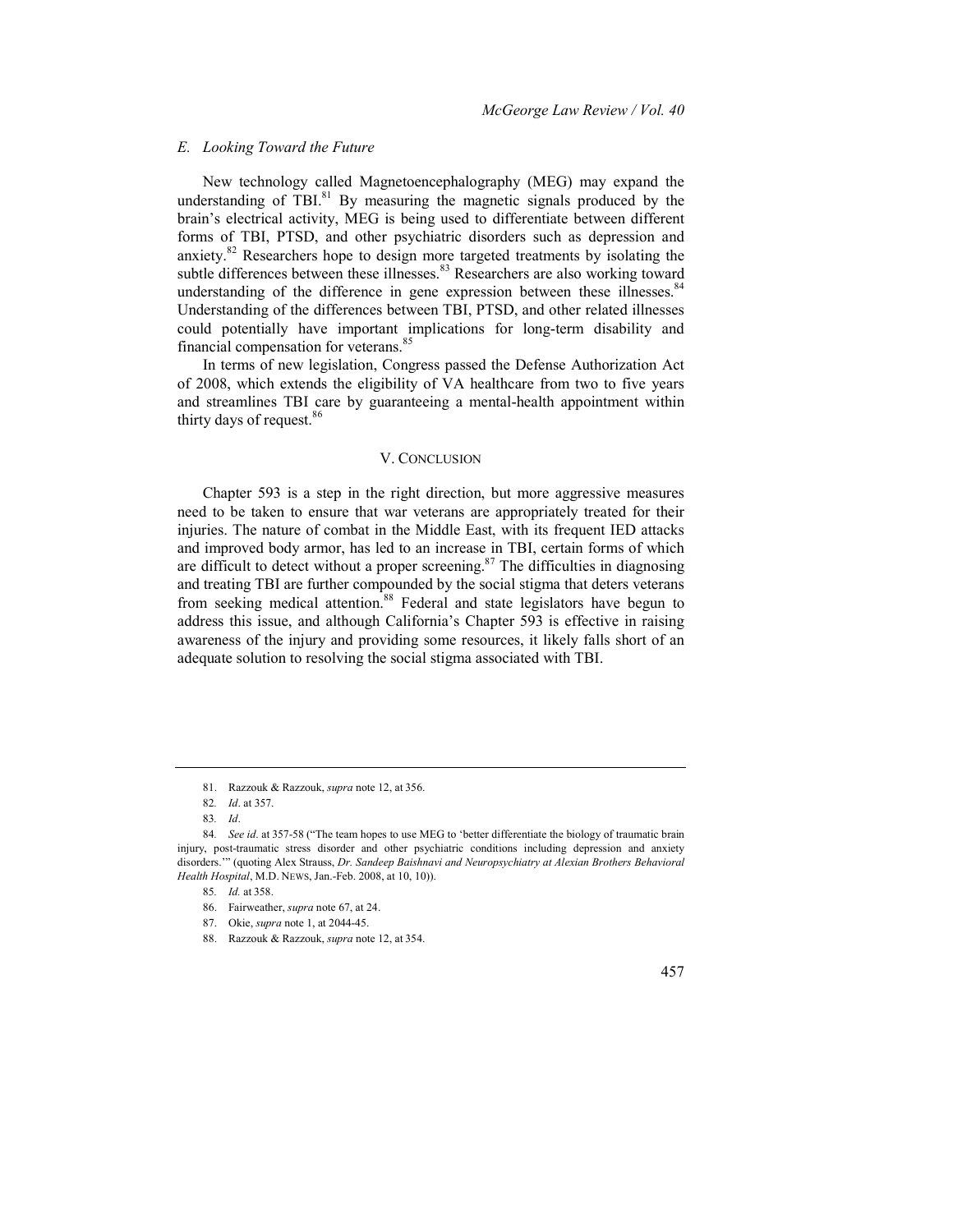### *E. Looking Toward the Future*

New technology called Magnetoencephalography (MEG) may expand the understanding of TBI.[81] By measuring the magnetic signals produced by the brain's electrical activity, MEG is being used to differentiate between different forms of TBI, PTSD, and other psychiatric disorders such as depression and anxiety.[82] Researchers hope to design more targeted treatments by isolating the subtle differences between these illnesses.[83] Researchers are also working toward understanding of the difference in gene expression between these illnesses.[84] Understanding of the differences between TBI, PTSD, and other related illnesses could potentially have important implications for long-term disability and financial compensation for veterans.[85]

In terms of new legislation, Congress passed the Defense Authorization Act of 2008, which extends the eligibility of VA healthcare from two to five years and streamlines TBI care by guaranteeing a mental-health appointment within thirty days of request.[86]

## V. CONCLUSION

Chapter 593 is a step in the right direction, but more aggressive measures need to be taken to ensure that war veterans are appropriately treated for their injuries. The nature of combat in the Middle East, with its frequent IED attacks and improved body armor, has led to an increase in TBI, certain forms of which are difficult to detect without a proper screening.[87] The difficulties in diagnosing and treating TBI are further compounded by the social stigma that deters veterans from seeking medical attention.[88] Federal and state legislators have begun to address this issue, and although California's Chapter 593 is effective in raising awareness of the injury and providing some resources, it likely falls short of an adequate solution to resolving the social stigma associated with TBI.

---

81. Razzouk & Razzouk, *supra* note 12, at 356.

82. *Id*. at 357.

83. *Id*.

84. *See id*. at 357-58 ("The team hopes to use MEG to 'better differentiate the biology of traumatic brain injury, post-traumatic stress disorder and other psychiatric conditions including depression and anxiety disorders.'" (quoting Alex Strauss, *Dr. Sandeep Baishnavi and Neuropsychiatry at Alexian Brothers Behavioral Health Hospital*, M.D. NEWS, Jan.-Feb. 2008, at 10, 10)).

85. *Id.* at 358.

86. Fairweather, *supra* note 67, at 24.

87. Okie, *supra* note 1, at 2044-45.

88. Razzouk & Razzouk, *supra* note 12, at 354.